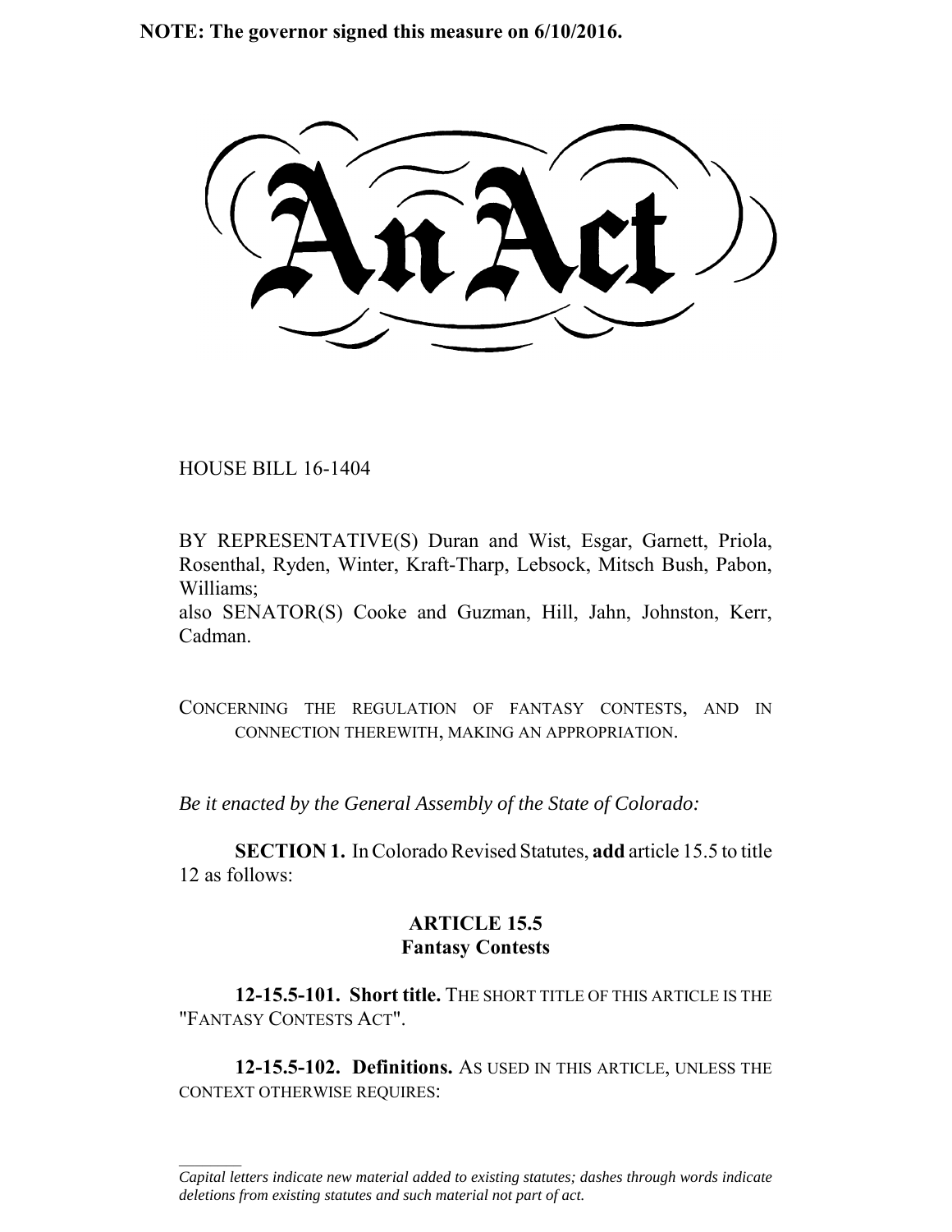**NOTE: The governor signed this measure on 6/10/2016.**

# An Act

HOUSE BILL 16-1404

BY REPRESENTATIVE(S) Duran and Wist, Esgar, Garnett, Priola, Rosenthal, Ryden, Winter, Kraft-Tharp, Lebsock, Mitsch Bush, Pabon, Williams;
also SENATOR(S) Cooke and Guzman, Hill, Jahn, Johnston, Kerr, Cadman.

CONCERNING THE REGULATION OF FANTASY CONTESTS, AND IN CONNECTION THEREWITH, MAKING AN APPROPRIATION.

*Be it enacted by the General Assembly of the State of Colorado:*

**SECTION 1.** In Colorado Revised Statutes, **add** article 15.5 to title 12 as follows:

## ARTICLE 15.5
## Fantasy Contests

**12-15.5-101. Short title.** THE SHORT TITLE OF THIS ARTICLE IS THE "FANTASY CONTESTS ACT".

**12-15.5-102. Definitions.** AS USED IN THIS ARTICLE, UNLESS THE CONTEXT OTHERWISE REQUIRES:

---

*Capital letters indicate new material added to existing statutes; dashes through words indicate deletions from existing statutes and such material not part of act.*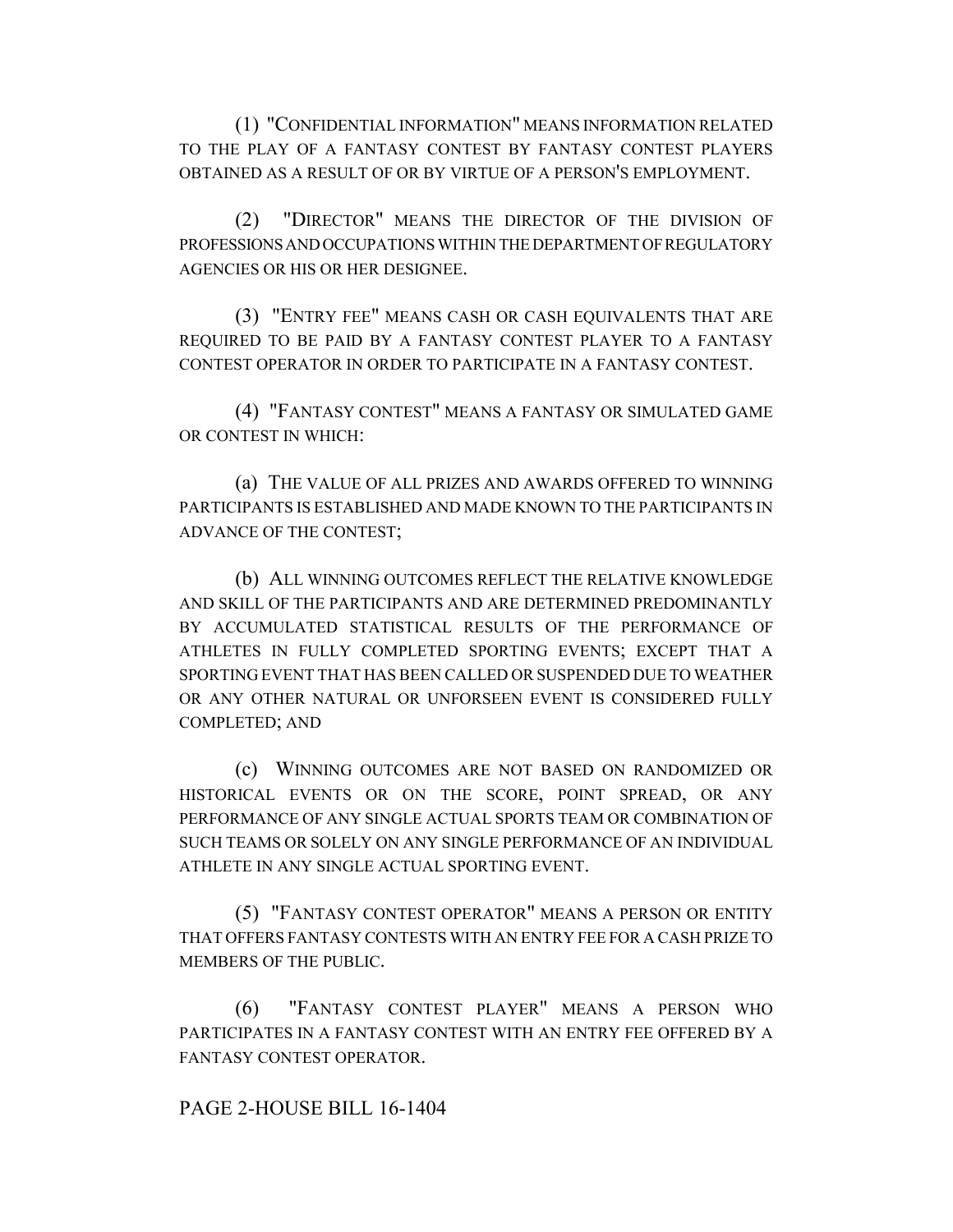(1) "CONFIDENTIAL INFORMATION" MEANS INFORMATION RELATED TO THE PLAY OF A FANTASY CONTEST BY FANTASY CONTEST PLAYERS OBTAINED AS A RESULT OF OR BY VIRTUE OF A PERSON'S EMPLOYMENT.

(2) "DIRECTOR" MEANS THE DIRECTOR OF THE DIVISION OF PROFESSIONS AND OCCUPATIONS WITHIN THE DEPARTMENT OF REGULATORY AGENCIES OR HIS OR HER DESIGNEE.

(3) "ENTRY FEE" MEANS CASH OR CASH EQUIVALENTS THAT ARE REQUIRED TO BE PAID BY A FANTASY CONTEST PLAYER TO A FANTASY CONTEST OPERATOR IN ORDER TO PARTICIPATE IN A FANTASY CONTEST.

(4) "FANTASY CONTEST" MEANS A FANTASY OR SIMULATED GAME OR CONTEST IN WHICH:

(a) THE VALUE OF ALL PRIZES AND AWARDS OFFERED TO WINNING PARTICIPANTS IS ESTABLISHED AND MADE KNOWN TO THE PARTICIPANTS IN ADVANCE OF THE CONTEST;

(b) ALL WINNING OUTCOMES REFLECT THE RELATIVE KNOWLEDGE AND SKILL OF THE PARTICIPANTS AND ARE DETERMINED PREDOMINANTLY BY ACCUMULATED STATISTICAL RESULTS OF THE PERFORMANCE OF ATHLETES IN FULLY COMPLETED SPORTING EVENTS; EXCEPT THAT A SPORTING EVENT THAT HAS BEEN CALLED OR SUSPENDED DUE TO WEATHER OR ANY OTHER NATURAL OR UNFORSEEN EVENT IS CONSIDERED FULLY COMPLETED; AND

(c) WINNING OUTCOMES ARE NOT BASED ON RANDOMIZED OR HISTORICAL EVENTS OR ON THE SCORE, POINT SPREAD, OR ANY PERFORMANCE OF ANY SINGLE ACTUAL SPORTS TEAM OR COMBINATION OF SUCH TEAMS OR SOLELY ON ANY SINGLE PERFORMANCE OF AN INDIVIDUAL ATHLETE IN ANY SINGLE ACTUAL SPORTING EVENT.

(5) "FANTASY CONTEST OPERATOR" MEANS A PERSON OR ENTITY THAT OFFERS FANTASY CONTESTS WITH AN ENTRY FEE FOR A CASH PRIZE TO MEMBERS OF THE PUBLIC.

(6) "FANTASY CONTEST PLAYER" MEANS A PERSON WHO PARTICIPATES IN A FANTASY CONTEST WITH AN ENTRY FEE OFFERED BY A FANTASY CONTEST OPERATOR.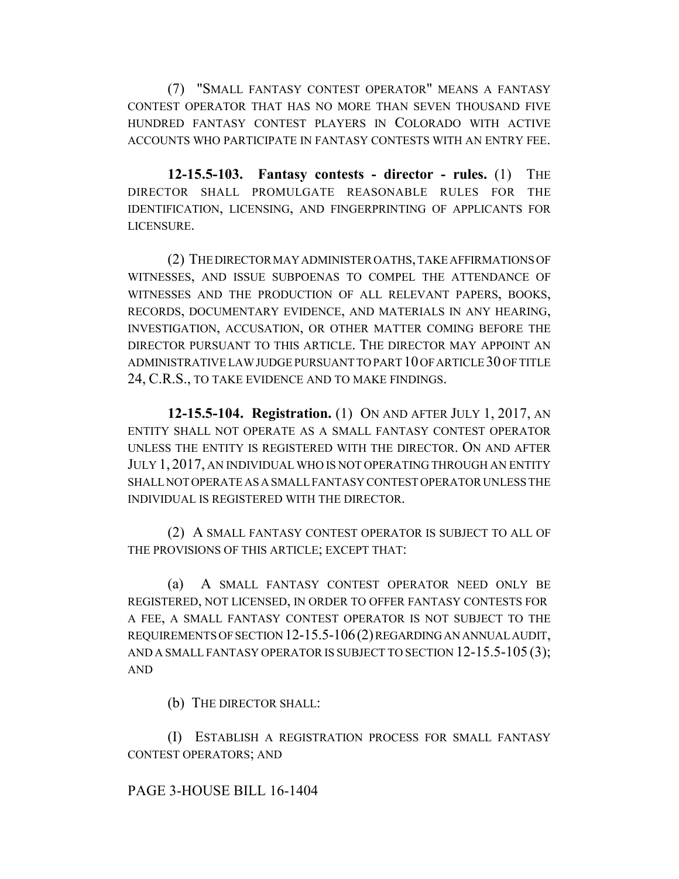(7) "SMALL FANTASY CONTEST OPERATOR" MEANS A FANTASY CONTEST OPERATOR THAT HAS NO MORE THAN SEVEN THOUSAND FIVE HUNDRED FANTASY CONTEST PLAYERS IN COLORADO WITH ACTIVE ACCOUNTS WHO PARTICIPATE IN FANTASY CONTESTS WITH AN ENTRY FEE.

**12-15.5-103. Fantasy contests - director - rules.** (1) THE DIRECTOR SHALL PROMULGATE REASONABLE RULES FOR THE IDENTIFICATION, LICENSING, AND FINGERPRINTING OF APPLICANTS FOR LICENSURE.

(2) THE DIRECTOR MAY ADMINISTER OATHS, TAKE AFFIRMATIONS OF WITNESSES, AND ISSUE SUBPOENAS TO COMPEL THE ATTENDANCE OF WITNESSES AND THE PRODUCTION OF ALL RELEVANT PAPERS, BOOKS, RECORDS, DOCUMENTARY EVIDENCE, AND MATERIALS IN ANY HEARING, INVESTIGATION, ACCUSATION, OR OTHER MATTER COMING BEFORE THE DIRECTOR PURSUANT TO THIS ARTICLE. THE DIRECTOR MAY APPOINT AN ADMINISTRATIVE LAW JUDGE PURSUANT TO PART 10 OF ARTICLE 30 OF TITLE 24, C.R.S., TO TAKE EVIDENCE AND TO MAKE FINDINGS.

**12-15.5-104. Registration.** (1) ON AND AFTER JULY 1, 2017, AN ENTITY SHALL NOT OPERATE AS A SMALL FANTASY CONTEST OPERATOR UNLESS THE ENTITY IS REGISTERED WITH THE DIRECTOR. ON AND AFTER JULY 1, 2017, AN INDIVIDUAL WHO IS NOT OPERATING THROUGH AN ENTITY SHALL NOT OPERATE AS A SMALL FANTASY CONTEST OPERATOR UNLESS THE INDIVIDUAL IS REGISTERED WITH THE DIRECTOR.

(2) A SMALL FANTASY CONTEST OPERATOR IS SUBJECT TO ALL OF THE PROVISIONS OF THIS ARTICLE; EXCEPT THAT:

(a) A SMALL FANTASY CONTEST OPERATOR NEED ONLY BE REGISTERED, NOT LICENSED, IN ORDER TO OFFER FANTASY CONTESTS FOR A FEE, A SMALL FANTASY CONTEST OPERATOR IS NOT SUBJECT TO THE REQUIREMENTS OF SECTION 12-15.5-106 (2) REGARDING AN ANNUAL AUDIT, AND A SMALL FANTASY OPERATOR IS SUBJECT TO SECTION 12-15.5-105 (3); AND

(b) THE DIRECTOR SHALL:

(I) ESTABLISH A REGISTRATION PROCESS FOR SMALL FANTASY CONTEST OPERATORS; AND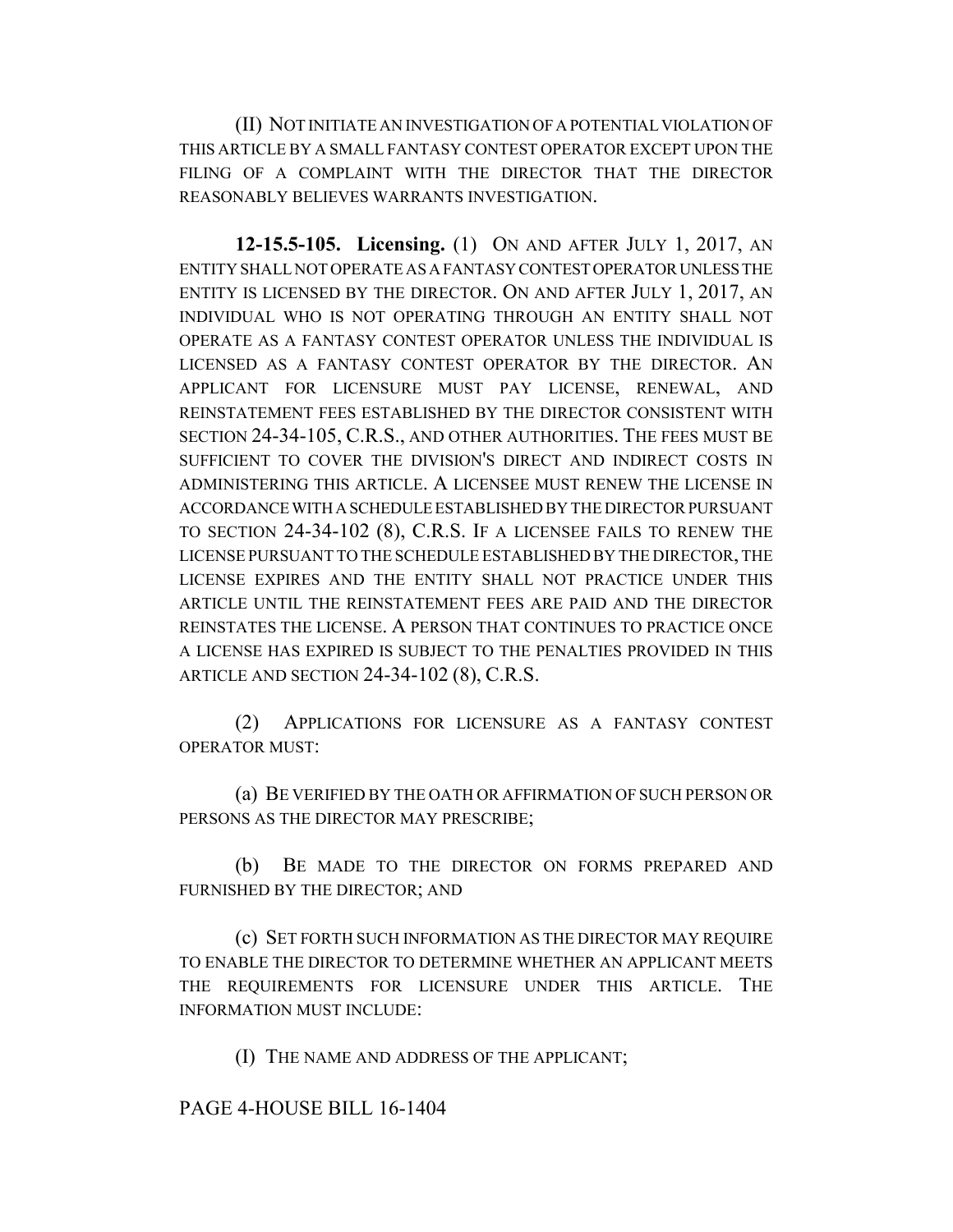(II) NOT INITIATE AN INVESTIGATION OF A POTENTIAL VIOLATION OF THIS ARTICLE BY A SMALL FANTASY CONTEST OPERATOR EXCEPT UPON THE FILING OF A COMPLAINT WITH THE DIRECTOR THAT THE DIRECTOR REASONABLY BELIEVES WARRANTS INVESTIGATION.

**12-15.5-105. Licensing.** (1) ON AND AFTER JULY 1, 2017, AN ENTITY SHALL NOT OPERATE AS A FANTASY CONTEST OPERATOR UNLESS THE ENTITY IS LICENSED BY THE DIRECTOR. ON AND AFTER JULY 1, 2017, AN INDIVIDUAL WHO IS NOT OPERATING THROUGH AN ENTITY SHALL NOT OPERATE AS A FANTASY CONTEST OPERATOR UNLESS THE INDIVIDUAL IS LICENSED AS A FANTASY CONTEST OPERATOR BY THE DIRECTOR. AN APPLICANT FOR LICENSURE MUST PAY LICENSE, RENEWAL, AND REINSTATEMENT FEES ESTABLISHED BY THE DIRECTOR CONSISTENT WITH SECTION 24-34-105, C.R.S., AND OTHER AUTHORITIES. THE FEES MUST BE SUFFICIENT TO COVER THE DIVISION'S DIRECT AND INDIRECT COSTS IN ADMINISTERING THIS ARTICLE. A LICENSEE MUST RENEW THE LICENSE IN ACCORDANCE WITH A SCHEDULE ESTABLISHED BY THE DIRECTOR PURSUANT TO SECTION 24-34-102 (8), C.R.S. IF A LICENSEE FAILS TO RENEW THE LICENSE PURSUANT TO THE SCHEDULE ESTABLISHED BY THE DIRECTOR, THE LICENSE EXPIRES AND THE ENTITY SHALL NOT PRACTICE UNDER THIS ARTICLE UNTIL THE REINSTATEMENT FEES ARE PAID AND THE DIRECTOR REINSTATES THE LICENSE. A PERSON THAT CONTINUES TO PRACTICE ONCE A LICENSE HAS EXPIRED IS SUBJECT TO THE PENALTIES PROVIDED IN THIS ARTICLE AND SECTION 24-34-102 (8), C.R.S.

(2) APPLICATIONS FOR LICENSURE AS A FANTASY CONTEST OPERATOR MUST:

(a) BE VERIFIED BY THE OATH OR AFFIRMATION OF SUCH PERSON OR PERSONS AS THE DIRECTOR MAY PRESCRIBE;

(b) BE MADE TO THE DIRECTOR ON FORMS PREPARED AND FURNISHED BY THE DIRECTOR; AND

(c) SET FORTH SUCH INFORMATION AS THE DIRECTOR MAY REQUIRE TO ENABLE THE DIRECTOR TO DETERMINE WHETHER AN APPLICANT MEETS THE REQUIREMENTS FOR LICENSURE UNDER THIS ARTICLE. THE INFORMATION MUST INCLUDE:

(I) THE NAME AND ADDRESS OF THE APPLICANT;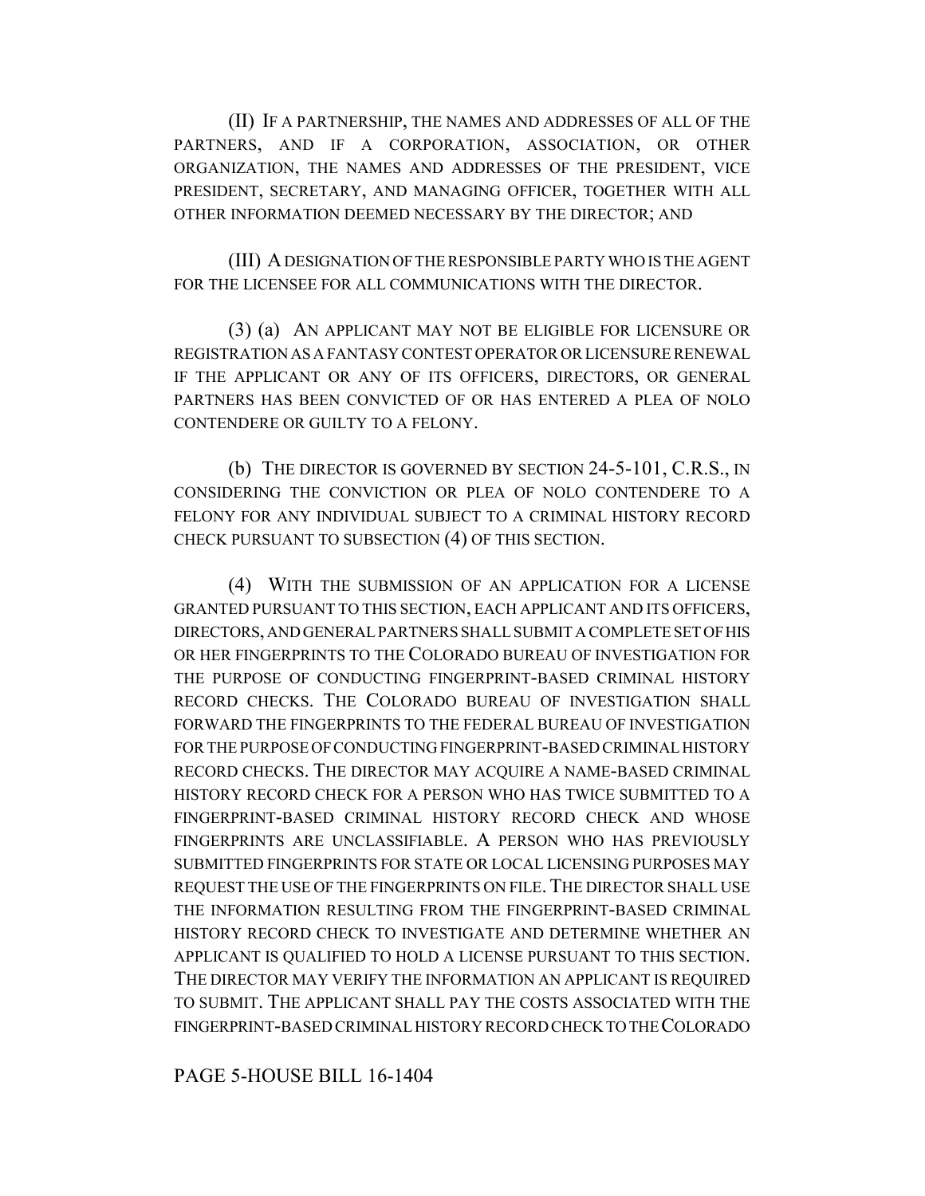(II) IF A PARTNERSHIP, THE NAMES AND ADDRESSES OF ALL OF THE PARTNERS, AND IF A CORPORATION, ASSOCIATION, OR OTHER ORGANIZATION, THE NAMES AND ADDRESSES OF THE PRESIDENT, VICE PRESIDENT, SECRETARY, AND MANAGING OFFICER, TOGETHER WITH ALL OTHER INFORMATION DEEMED NECESSARY BY THE DIRECTOR; AND

(III) A DESIGNATION OF THE RESPONSIBLE PARTY WHO IS THE AGENT FOR THE LICENSEE FOR ALL COMMUNICATIONS WITH THE DIRECTOR.

(3) (a) AN APPLICANT MAY NOT BE ELIGIBLE FOR LICENSURE OR REGISTRATION AS A FANTASY CONTEST OPERATOR OR LICENSURE RENEWAL IF THE APPLICANT OR ANY OF ITS OFFICERS, DIRECTORS, OR GENERAL PARTNERS HAS BEEN CONVICTED OF OR HAS ENTERED A PLEA OF NOLO CONTENDERE OR GUILTY TO A FELONY.

(b) THE DIRECTOR IS GOVERNED BY SECTION 24-5-101, C.R.S., IN CONSIDERING THE CONVICTION OR PLEA OF NOLO CONTENDERE TO A FELONY FOR ANY INDIVIDUAL SUBJECT TO A CRIMINAL HISTORY RECORD CHECK PURSUANT TO SUBSECTION (4) OF THIS SECTION.

(4) WITH THE SUBMISSION OF AN APPLICATION FOR A LICENSE GRANTED PURSUANT TO THIS SECTION, EACH APPLICANT AND ITS OFFICERS, DIRECTORS, AND GENERAL PARTNERS SHALL SUBMIT A COMPLETE SET OF HIS OR HER FINGERPRINTS TO THE COLORADO BUREAU OF INVESTIGATION FOR THE PURPOSE OF CONDUCTING FINGERPRINT-BASED CRIMINAL HISTORY RECORD CHECKS. THE COLORADO BUREAU OF INVESTIGATION SHALL FORWARD THE FINGERPRINTS TO THE FEDERAL BUREAU OF INVESTIGATION FOR THE PURPOSE OF CONDUCTING FINGERPRINT-BASED CRIMINAL HISTORY RECORD CHECKS. THE DIRECTOR MAY ACQUIRE A NAME-BASED CRIMINAL HISTORY RECORD CHECK FOR A PERSON WHO HAS TWICE SUBMITTED TO A FINGERPRINT-BASED CRIMINAL HISTORY RECORD CHECK AND WHOSE FINGERPRINTS ARE UNCLASSIFIABLE. A PERSON WHO HAS PREVIOUSLY SUBMITTED FINGERPRINTS FOR STATE OR LOCAL LICENSING PURPOSES MAY REQUEST THE USE OF THE FINGERPRINTS ON FILE. THE DIRECTOR SHALL USE THE INFORMATION RESULTING FROM THE FINGERPRINT-BASED CRIMINAL HISTORY RECORD CHECK TO INVESTIGATE AND DETERMINE WHETHER AN APPLICANT IS QUALIFIED TO HOLD A LICENSE PURSUANT TO THIS SECTION. THE DIRECTOR MAY VERIFY THE INFORMATION AN APPLICANT IS REQUIRED TO SUBMIT. THE APPLICANT SHALL PAY THE COSTS ASSOCIATED WITH THE FINGERPRINT-BASED CRIMINAL HISTORY RECORD CHECK TO THE COLORADO

PAGE 5-HOUSE BILL 16-1404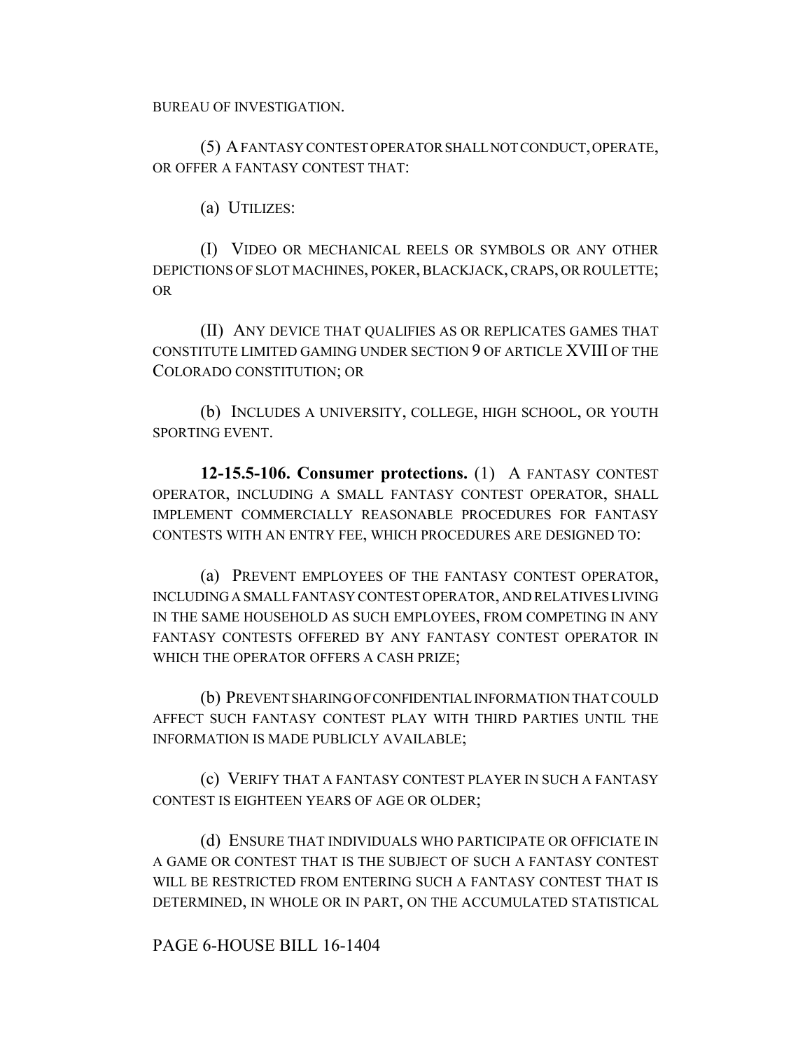BUREAU OF INVESTIGATION.

(5) A FANTASY CONTEST OPERATOR SHALL NOT CONDUCT, OPERATE, OR OFFER A FANTASY CONTEST THAT:

(a) UTILIZES:

(I) VIDEO OR MECHANICAL REELS OR SYMBOLS OR ANY OTHER DEPICTIONS OF SLOT MACHINES, POKER, BLACKJACK, CRAPS, OR ROULETTE; OR

(II) ANY DEVICE THAT QUALIFIES AS OR REPLICATES GAMES THAT CONSTITUTE LIMITED GAMING UNDER SECTION 9 OF ARTICLE XVIII OF THE COLORADO CONSTITUTION; OR

(b) INCLUDES A UNIVERSITY, COLLEGE, HIGH SCHOOL, OR YOUTH SPORTING EVENT.

**12-15.5-106. Consumer protections.** (1) A FANTASY CONTEST OPERATOR, INCLUDING A SMALL FANTASY CONTEST OPERATOR, SHALL IMPLEMENT COMMERCIALLY REASONABLE PROCEDURES FOR FANTASY CONTESTS WITH AN ENTRY FEE, WHICH PROCEDURES ARE DESIGNED TO:

(a) PREVENT EMPLOYEES OF THE FANTASY CONTEST OPERATOR, INCLUDING A SMALL FANTASY CONTEST OPERATOR, AND RELATIVES LIVING IN THE SAME HOUSEHOLD AS SUCH EMPLOYEES, FROM COMPETING IN ANY FANTASY CONTESTS OFFERED BY ANY FANTASY CONTEST OPERATOR IN WHICH THE OPERATOR OFFERS A CASH PRIZE;

(b) PREVENT SHARING OF CONFIDENTIAL INFORMATION THAT COULD AFFECT SUCH FANTASY CONTEST PLAY WITH THIRD PARTIES UNTIL THE INFORMATION IS MADE PUBLICLY AVAILABLE;

(c) VERIFY THAT A FANTASY CONTEST PLAYER IN SUCH A FANTASY CONTEST IS EIGHTEEN YEARS OF AGE OR OLDER;

(d) ENSURE THAT INDIVIDUALS WHO PARTICIPATE OR OFFICIATE IN A GAME OR CONTEST THAT IS THE SUBJECT OF SUCH A FANTASY CONTEST WILL BE RESTRICTED FROM ENTERING SUCH A FANTASY CONTEST THAT IS DETERMINED, IN WHOLE OR IN PART, ON THE ACCUMULATED STATISTICAL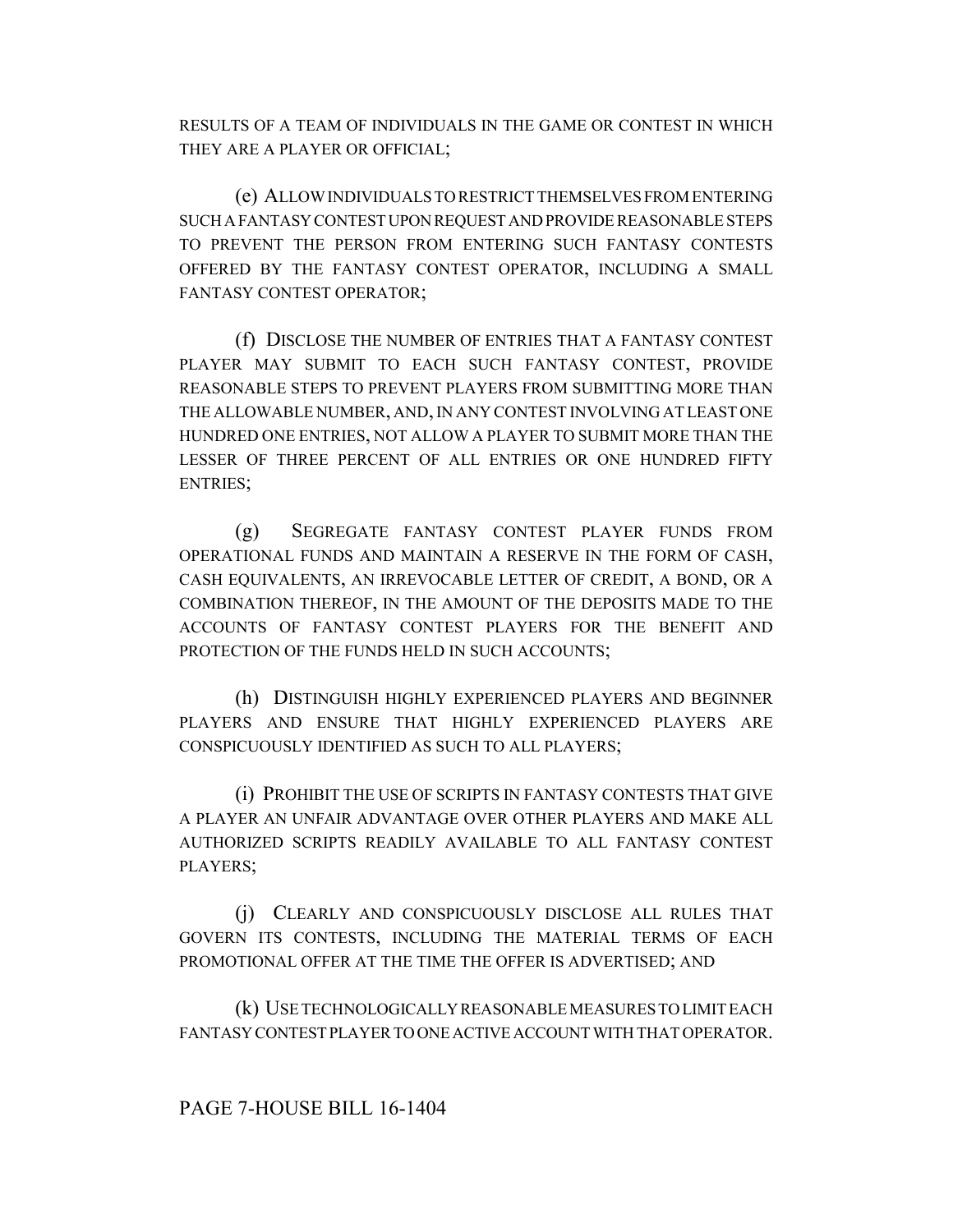RESULTS OF A TEAM OF INDIVIDUALS IN THE GAME OR CONTEST IN WHICH THEY ARE A PLAYER OR OFFICIAL;

(e) ALLOW INDIVIDUALS TO RESTRICT THEMSELVES FROM ENTERING SUCH A FANTASY CONTEST UPON REQUEST AND PROVIDE REASONABLE STEPS TO PREVENT THE PERSON FROM ENTERING SUCH FANTASY CONTESTS OFFERED BY THE FANTASY CONTEST OPERATOR, INCLUDING A SMALL FANTASY CONTEST OPERATOR;

(f) DISCLOSE THE NUMBER OF ENTRIES THAT A FANTASY CONTEST PLAYER MAY SUBMIT TO EACH SUCH FANTASY CONTEST, PROVIDE REASONABLE STEPS TO PREVENT PLAYERS FROM SUBMITTING MORE THAN THE ALLOWABLE NUMBER, AND, IN ANY CONTEST INVOLVING AT LEAST ONE HUNDRED ONE ENTRIES, NOT ALLOW A PLAYER TO SUBMIT MORE THAN THE LESSER OF THREE PERCENT OF ALL ENTRIES OR ONE HUNDRED FIFTY ENTRIES;

(g) SEGREGATE FANTASY CONTEST PLAYER FUNDS FROM OPERATIONAL FUNDS AND MAINTAIN A RESERVE IN THE FORM OF CASH, CASH EQUIVALENTS, AN IRREVOCABLE LETTER OF CREDIT, A BOND, OR A COMBINATION THEREOF, IN THE AMOUNT OF THE DEPOSITS MADE TO THE ACCOUNTS OF FANTASY CONTEST PLAYERS FOR THE BENEFIT AND PROTECTION OF THE FUNDS HELD IN SUCH ACCOUNTS;

(h) DISTINGUISH HIGHLY EXPERIENCED PLAYERS AND BEGINNER PLAYERS AND ENSURE THAT HIGHLY EXPERIENCED PLAYERS ARE CONSPICUOUSLY IDENTIFIED AS SUCH TO ALL PLAYERS;

(i) PROHIBIT THE USE OF SCRIPTS IN FANTASY CONTESTS THAT GIVE A PLAYER AN UNFAIR ADVANTAGE OVER OTHER PLAYERS AND MAKE ALL AUTHORIZED SCRIPTS READILY AVAILABLE TO ALL FANTASY CONTEST PLAYERS;

(j) CLEARLY AND CONSPICUOUSLY DISCLOSE ALL RULES THAT GOVERN ITS CONTESTS, INCLUDING THE MATERIAL TERMS OF EACH PROMOTIONAL OFFER AT THE TIME THE OFFER IS ADVERTISED; AND

(k) USE TECHNOLOGICALLY REASONABLE MEASURES TO LIMIT EACH FANTASY CONTEST PLAYER TO ONE ACTIVE ACCOUNT WITH THAT OPERATOR.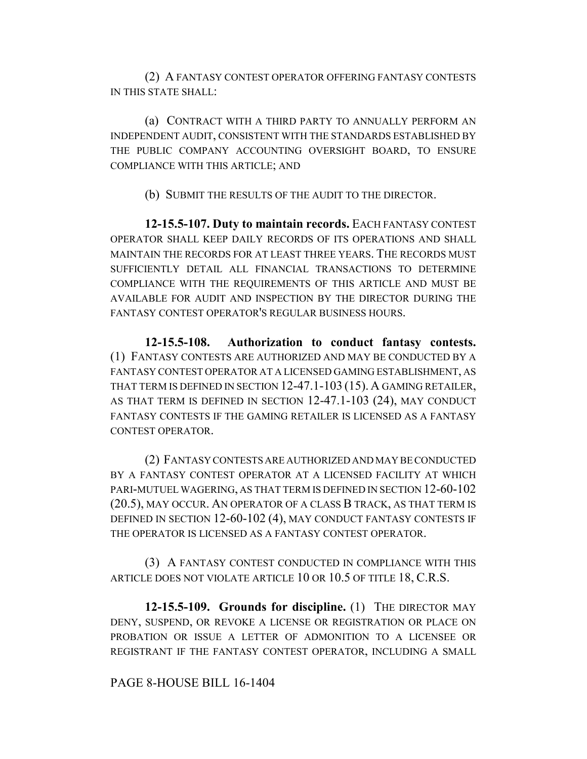(2) A FANTASY CONTEST OPERATOR OFFERING FANTASY CONTESTS IN THIS STATE SHALL:

(a) CONTRACT WITH A THIRD PARTY TO ANNUALLY PERFORM AN INDEPENDENT AUDIT, CONSISTENT WITH THE STANDARDS ESTABLISHED BY THE PUBLIC COMPANY ACCOUNTING OVERSIGHT BOARD, TO ENSURE COMPLIANCE WITH THIS ARTICLE; AND

(b) SUBMIT THE RESULTS OF THE AUDIT TO THE DIRECTOR.

**12-15.5-107. Duty to maintain records.** EACH FANTASY CONTEST OPERATOR SHALL KEEP DAILY RECORDS OF ITS OPERATIONS AND SHALL MAINTAIN THE RECORDS FOR AT LEAST THREE YEARS. THE RECORDS MUST SUFFICIENTLY DETAIL ALL FINANCIAL TRANSACTIONS TO DETERMINE COMPLIANCE WITH THE REQUIREMENTS OF THIS ARTICLE AND MUST BE AVAILABLE FOR AUDIT AND INSPECTION BY THE DIRECTOR DURING THE FANTASY CONTEST OPERATOR'S REGULAR BUSINESS HOURS.

**12-15.5-108. Authorization to conduct fantasy contests.** (1) FANTASY CONTESTS ARE AUTHORIZED AND MAY BE CONDUCTED BY A FANTASY CONTEST OPERATOR AT A LICENSED GAMING ESTABLISHMENT, AS THAT TERM IS DEFINED IN SECTION 12-47.1-103 (15). A GAMING RETAILER, AS THAT TERM IS DEFINED IN SECTION 12-47.1-103 (24), MAY CONDUCT FANTASY CONTESTS IF THE GAMING RETAILER IS LICENSED AS A FANTASY CONTEST OPERATOR.

(2) FANTASY CONTESTS ARE AUTHORIZED AND MAY BE CONDUCTED BY A FANTASY CONTEST OPERATOR AT A LICENSED FACILITY AT WHICH PARI-MUTUEL WAGERING, AS THAT TERM IS DEFINED IN SECTION 12-60-102 (20.5), MAY OCCUR. AN OPERATOR OF A CLASS B TRACK, AS THAT TERM IS DEFINED IN SECTION 12-60-102 (4), MAY CONDUCT FANTASY CONTESTS IF THE OPERATOR IS LICENSED AS A FANTASY CONTEST OPERATOR.

(3) A FANTASY CONTEST CONDUCTED IN COMPLIANCE WITH THIS ARTICLE DOES NOT VIOLATE ARTICLE 10 OR 10.5 OF TITLE 18, C.R.S.

**12-15.5-109. Grounds for discipline.** (1) THE DIRECTOR MAY DENY, SUSPEND, OR REVOKE A LICENSE OR REGISTRATION OR PLACE ON PROBATION OR ISSUE A LETTER OF ADMONITION TO A LICENSEE OR REGISTRANT IF THE FANTASY CONTEST OPERATOR, INCLUDING A SMALL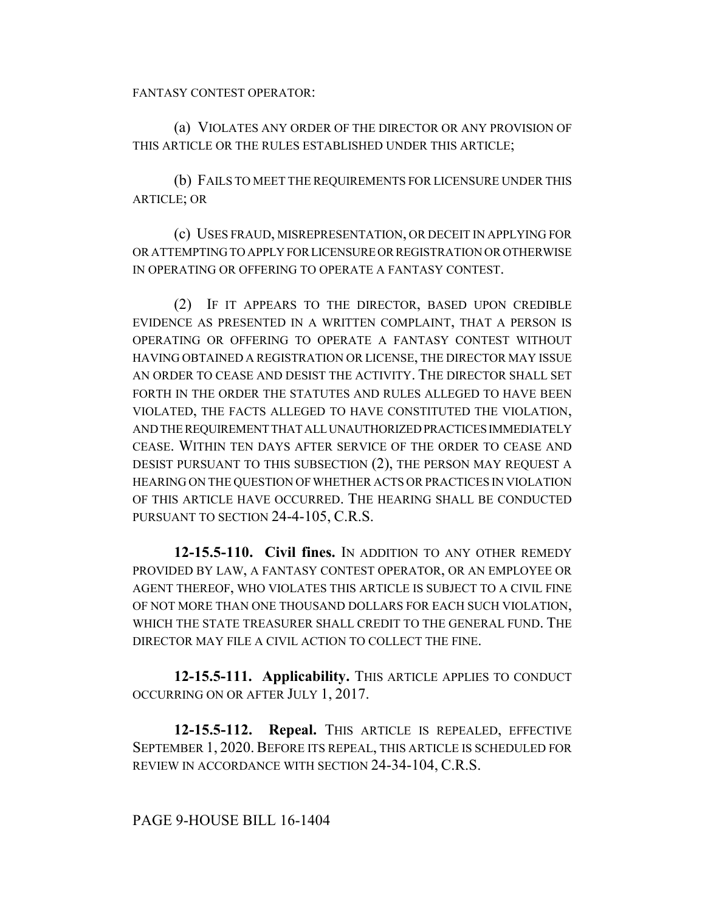FANTASY CONTEST OPERATOR:

(a) VIOLATES ANY ORDER OF THE DIRECTOR OR ANY PROVISION OF THIS ARTICLE OR THE RULES ESTABLISHED UNDER THIS ARTICLE;

(b) FAILS TO MEET THE REQUIREMENTS FOR LICENSURE UNDER THIS ARTICLE; OR

(c) USES FRAUD, MISREPRESENTATION, OR DECEIT IN APPLYING FOR OR ATTEMPTING TO APPLY FOR LICENSURE OR REGISTRATION OR OTHERWISE IN OPERATING OR OFFERING TO OPERATE A FANTASY CONTEST.

(2) IF IT APPEARS TO THE DIRECTOR, BASED UPON CREDIBLE EVIDENCE AS PRESENTED IN A WRITTEN COMPLAINT, THAT A PERSON IS OPERATING OR OFFERING TO OPERATE A FANTASY CONTEST WITHOUT HAVING OBTAINED A REGISTRATION OR LICENSE, THE DIRECTOR MAY ISSUE AN ORDER TO CEASE AND DESIST THE ACTIVITY. THE DIRECTOR SHALL SET FORTH IN THE ORDER THE STATUTES AND RULES ALLEGED TO HAVE BEEN VIOLATED, THE FACTS ALLEGED TO HAVE CONSTITUTED THE VIOLATION, AND THE REQUIREMENT THAT ALL UNAUTHORIZED PRACTICES IMMEDIATELY CEASE. WITHIN TEN DAYS AFTER SERVICE OF THE ORDER TO CEASE AND DESIST PURSUANT TO THIS SUBSECTION (2), THE PERSON MAY REQUEST A HEARING ON THE QUESTION OF WHETHER ACTS OR PRACTICES IN VIOLATION OF THIS ARTICLE HAVE OCCURRED. THE HEARING SHALL BE CONDUCTED PURSUANT TO SECTION 24-4-105, C.R.S.

**12-15.5-110. Civil fines.** IN ADDITION TO ANY OTHER REMEDY PROVIDED BY LAW, A FANTASY CONTEST OPERATOR, OR AN EMPLOYEE OR AGENT THEREOF, WHO VIOLATES THIS ARTICLE IS SUBJECT TO A CIVIL FINE OF NOT MORE THAN ONE THOUSAND DOLLARS FOR EACH SUCH VIOLATION, WHICH THE STATE TREASURER SHALL CREDIT TO THE GENERAL FUND. THE DIRECTOR MAY FILE A CIVIL ACTION TO COLLECT THE FINE.

**12-15.5-111. Applicability.** THIS ARTICLE APPLIES TO CONDUCT OCCURRING ON OR AFTER JULY 1, 2017.

**12-15.5-112. Repeal.** THIS ARTICLE IS REPEALED, EFFECTIVE SEPTEMBER 1, 2020. BEFORE ITS REPEAL, THIS ARTICLE IS SCHEDULED FOR REVIEW IN ACCORDANCE WITH SECTION 24-34-104, C.R.S.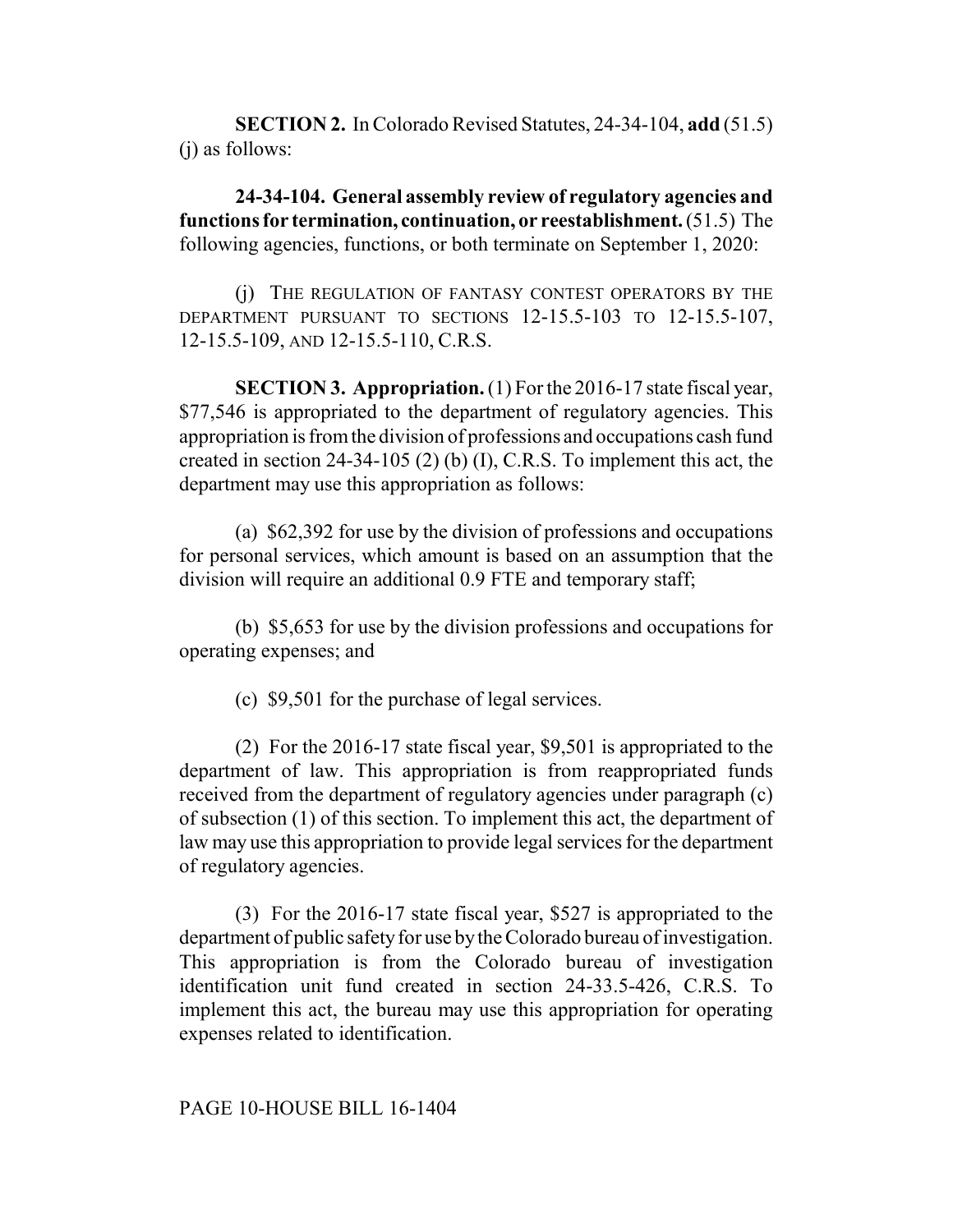**SECTION 2.** In Colorado Revised Statutes, 24-34-104, **add** (51.5) (j) as follows:

**24-34-104. General assembly review of regulatory agencies and functions for termination, continuation, or reestablishment.** (51.5) The following agencies, functions, or both terminate on September 1, 2020:

(j) THE REGULATION OF FANTASY CONTEST OPERATORS BY THE DEPARTMENT PURSUANT TO SECTIONS 12-15.5-103 TO 12-15.5-107, 12-15.5-109, AND 12-15.5-110, C.R.S.

**SECTION 3. Appropriation.** (1) For the 2016-17 state fiscal year, $77,546 is appropriated to the department of regulatory agencies. This appropriation is from the division of professions and occupations cash fund created in section 24-34-105 (2) (b) (I), C.R.S. To implement this act, the department may use this appropriation as follows:

(a) $62,392 for use by the division of professions and occupations for personal services, which amount is based on an assumption that the division will require an additional 0.9 FTE and temporary staff;

(b) $5,653 for use by the division professions and occupations for operating expenses; and

(c) $9,501 for the purchase of legal services.

(2) For the 2016-17 state fiscal year, $9,501 is appropriated to the department of law. This appropriation is from reappropriated funds received from the department of regulatory agencies under paragraph (c) of subsection (1) of this section. To implement this act, the department of law may use this appropriation to provide legal services for the department of regulatory agencies.

(3) For the 2016-17 state fiscal year, $527 is appropriated to the department of public safety for use by the Colorado bureau of investigation. This appropriation is from the Colorado bureau of investigation identification unit fund created in section 24-33.5-426, C.R.S. To implement this act, the bureau may use this appropriation for operating expenses related to identification.

PAGE 10-HOUSE BILL 16-1404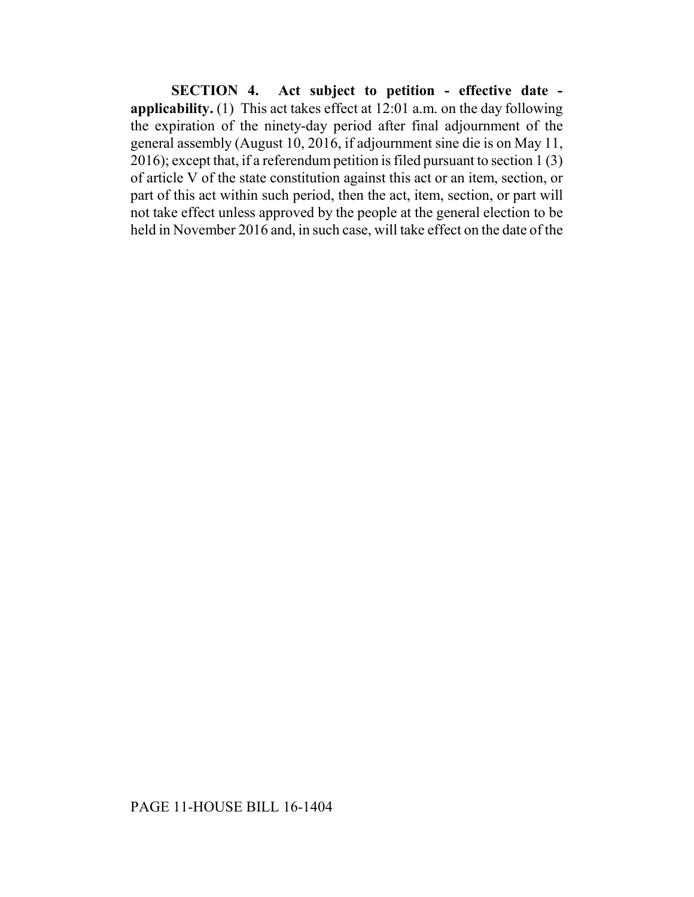**SECTION 4. Act subject to petition - effective date - applicability.** (1) This act takes effect at 12:01 a.m. on the day following the expiration of the ninety-day period after final adjournment of the general assembly (August 10, 2016, if adjournment sine die is on May 11, 2016); except that, if a referendum petition is filed pursuant to section 1 (3) of article V of the state constitution against this act or an item, section, or part of this act within such period, then the act, item, section, or part will not take effect unless approved by the people at the general election to be held in November 2016 and, in such case, will take effect on the date of the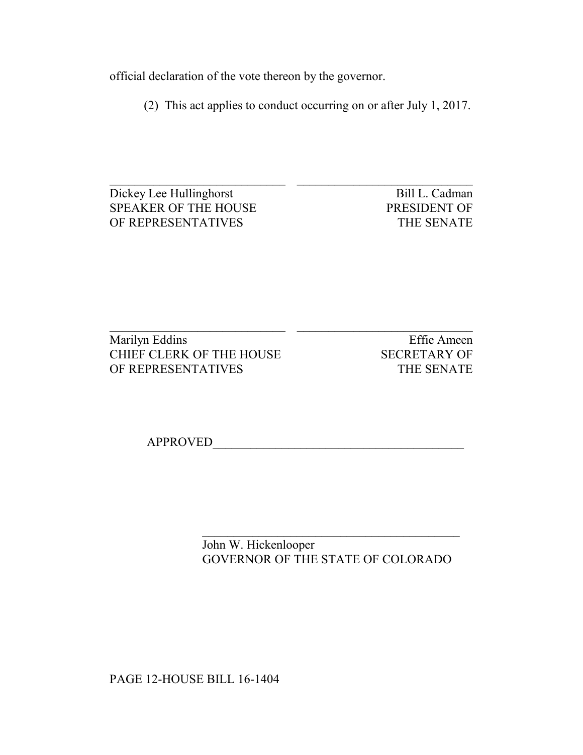official declaration of the vote thereon by the governor.

(2) This act applies to conduct occurring on or after July 1, 2017.

\_\_\_\_\_\_\_\_\_\_\_\_\_\_\_\_\_\_\_\_\_\_\_\_\_\_\_\_
Dickey Lee Hullinghorst
SPEAKER OF THE HOUSE
OF REPRESENTATIVES

\_\_\_\_\_\_\_\_\_\_\_\_\_\_\_\_\_\_\_\_\_\_\_\_\_\_\_\_
Bill L. Cadman
PRESIDENT OF
THE SENATE

\_\_\_\_\_\_\_\_\_\_\_\_\_\_\_\_\_\_\_\_\_\_\_\_\_\_\_\_
Marilyn Eddins
CHIEF CLERK OF THE HOUSE
OF REPRESENTATIVES

\_\_\_\_\_\_\_\_\_\_\_\_\_\_\_\_\_\_\_\_\_\_\_\_\_\_\_\_
Effie Ameen
SECRETARY OF
THE SENATE

APPROVED\_\_\_\_\_\_\_\_\_\_\_\_\_\_\_\_\_\_\_\_\_\_\_\_\_\_\_\_\_\_\_\_\_\_\_\_\_\_\_\_

\_\_\_\_\_\_\_\_\_\_\_\_\_\_\_\_\_\_\_\_\_\_\_\_\_\_\_\_\_\_\_\_\_\_\_\_\_\_\_\_
John W. Hickenlooper
GOVERNOR OF THE STATE OF COLORADO

PAGE 12-HOUSE BILL 16-1404